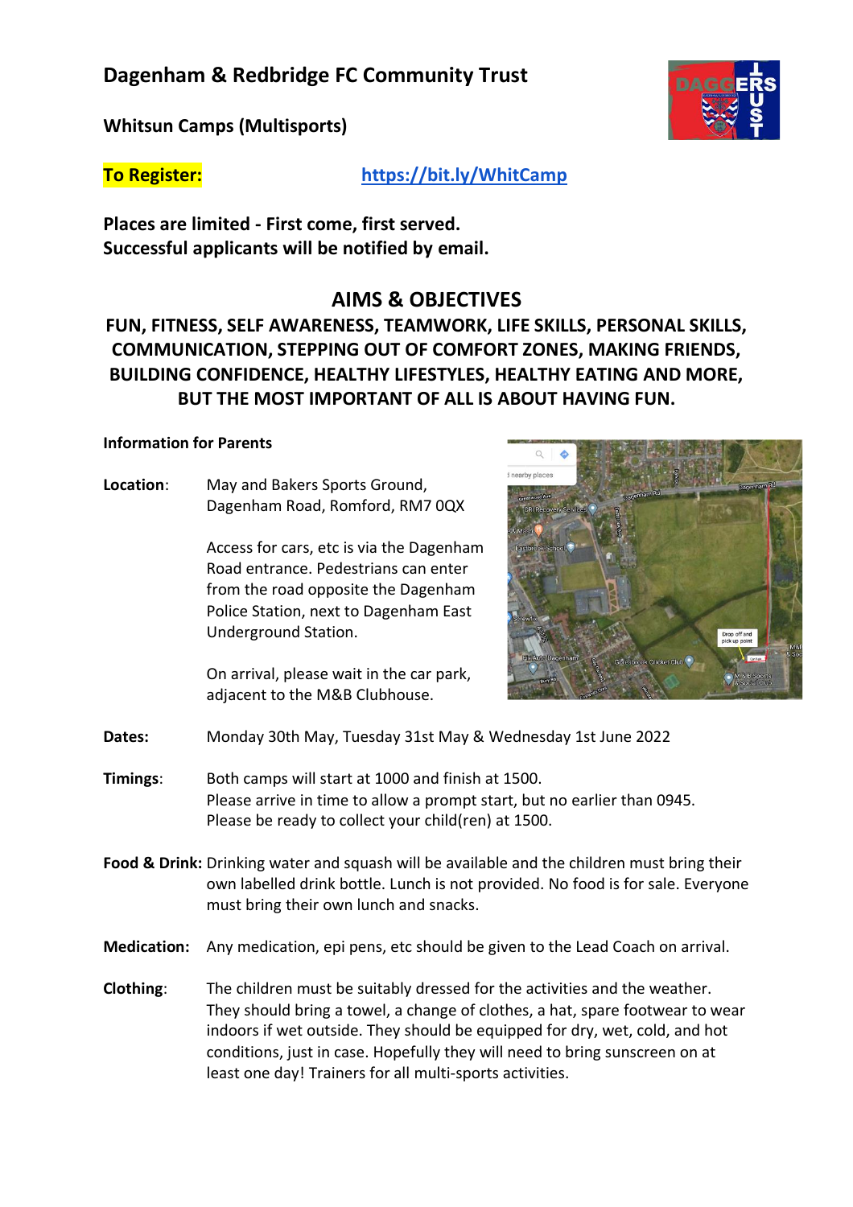# Dagenham & Redbridge FC Community Trust

## Whitsun Camps (Multisports)

**To Register:** https://bit.ly/WhitCamp

**Places are limited - First come, first served.**
**Successful applicants will be notified by email.**

## AIMS & OBJECTIVES

**FUN, FITNESS, SELF AWARENESS, TEAMWORK, LIFE SKILLS, PERSONAL SKILLS, COMMUNICATION, STEPPING OUT OF COMFORT ZONES, MAKING FRIENDS, BUILDING CONFIDENCE, HEALTHY LIFESTYLES, HEALTHY EATING AND MORE, BUT THE MOST IMPORTANT OF ALL IS ABOUT HAVING FUN.**

**Information for Parents**

**Location**: May and Bakers Sports Ground, Dagenham Road, Romford, RM7 0QX

Access for cars, etc is via the Dagenham Road entrance. Pedestrians can enter from the road opposite the Dagenham Police Station, next to Dagenham East Underground Station.

On arrival, please wait in the car park, adjacent to the M&B Clubhouse.

**Dates:** Monday 30th May, Tuesday 31st May & Wednesday 1st June 2022

**Timings**: Both camps will start at 1000 and finish at 1500.
Please arrive in time to allow a prompt start, but no earlier than 0945.
Please be ready to collect your child(ren) at 1500.

**Food & Drink:** Drinking water and squash will be available and the children must bring their own labelled drink bottle. Lunch is not provided. No food is for sale. Everyone must bring their own lunch and snacks.

**Medication:** Any medication, epi pens, etc should be given to the Lead Coach on arrival.

**Clothing**: The children must be suitably dressed for the activities and the weather. They should bring a towel, a change of clothes, a hat, spare footwear to wear indoors if wet outside. They should be equipped for dry, wet, cold, and hot conditions, just in case. Hopefully they will need to bring sunscreen on at least one day! Trainers for all multi-sports activities.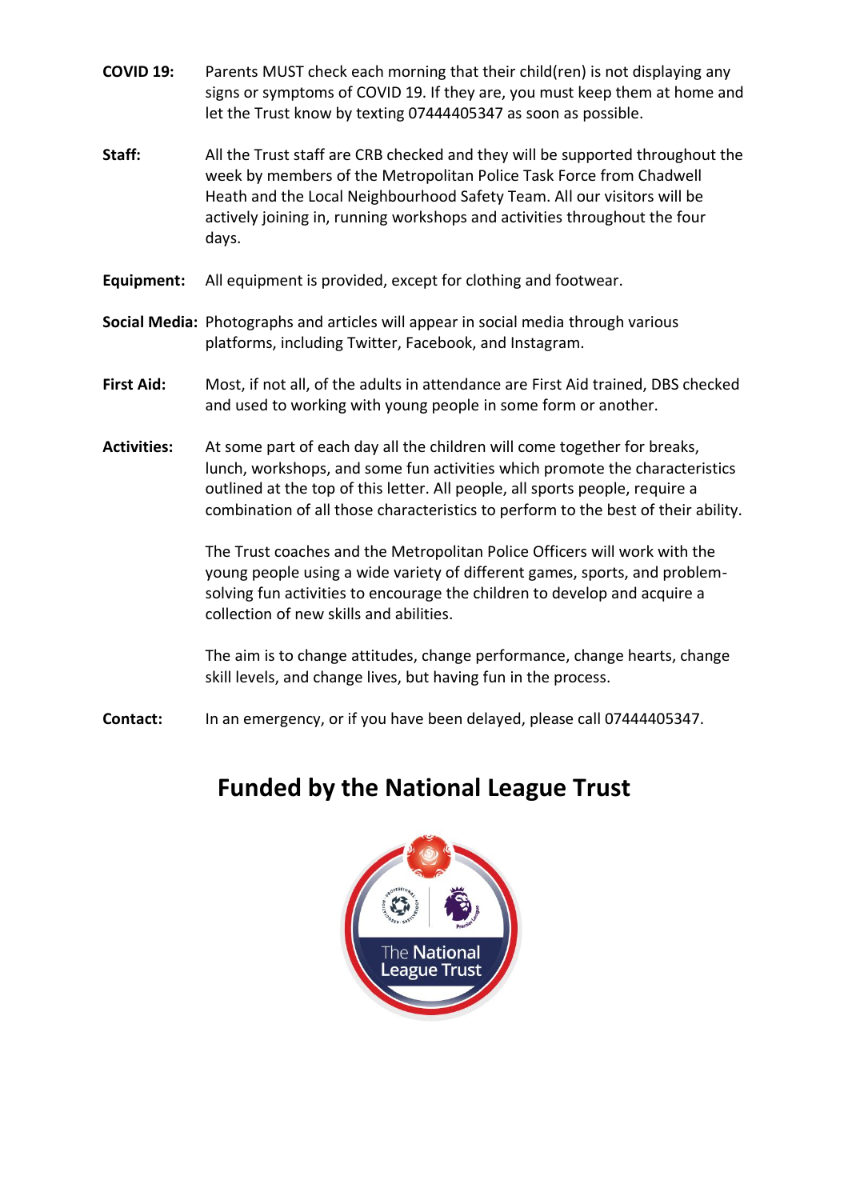**COVID 19:** Parents MUST check each morning that their child(ren) is not displaying any signs or symptoms of COVID 19. If they are, you must keep them at home and let the Trust know by texting 07444405347 as soon as possible.

**Staff:** All the Trust staff are CRB checked and they will be supported throughout the week by members of the Metropolitan Police Task Force from Chadwell Heath and the Local Neighbourhood Safety Team. All our visitors will be actively joining in, running workshops and activities throughout the four days.

**Equipment:** All equipment is provided, except for clothing and footwear.

**Social Media:** Photographs and articles will appear in social media through various platforms, including Twitter, Facebook, and Instagram.

**First Aid:** Most, if not all, of the adults in attendance are First Aid trained, DBS checked and used to working with young people in some form or another.

**Activities:** At some part of each day all the children will come together for breaks, lunch, workshops, and some fun activities which promote the characteristics outlined at the top of this letter. All people, all sports people, require a combination of all those characteristics to perform to the best of their ability.

The Trust coaches and the Metropolitan Police Officers will work with the young people using a wide variety of different games, sports, and problem-solving fun activities to encourage the children to develop and acquire a collection of new skills and abilities.

The aim is to change attitudes, change performance, change hearts, change skill levels, and change lives, but having fun in the process.

**Contact:** In an emergency, or if you have been delayed, please call 07444405347.

## Funded by the National League Trust

The National League Trust